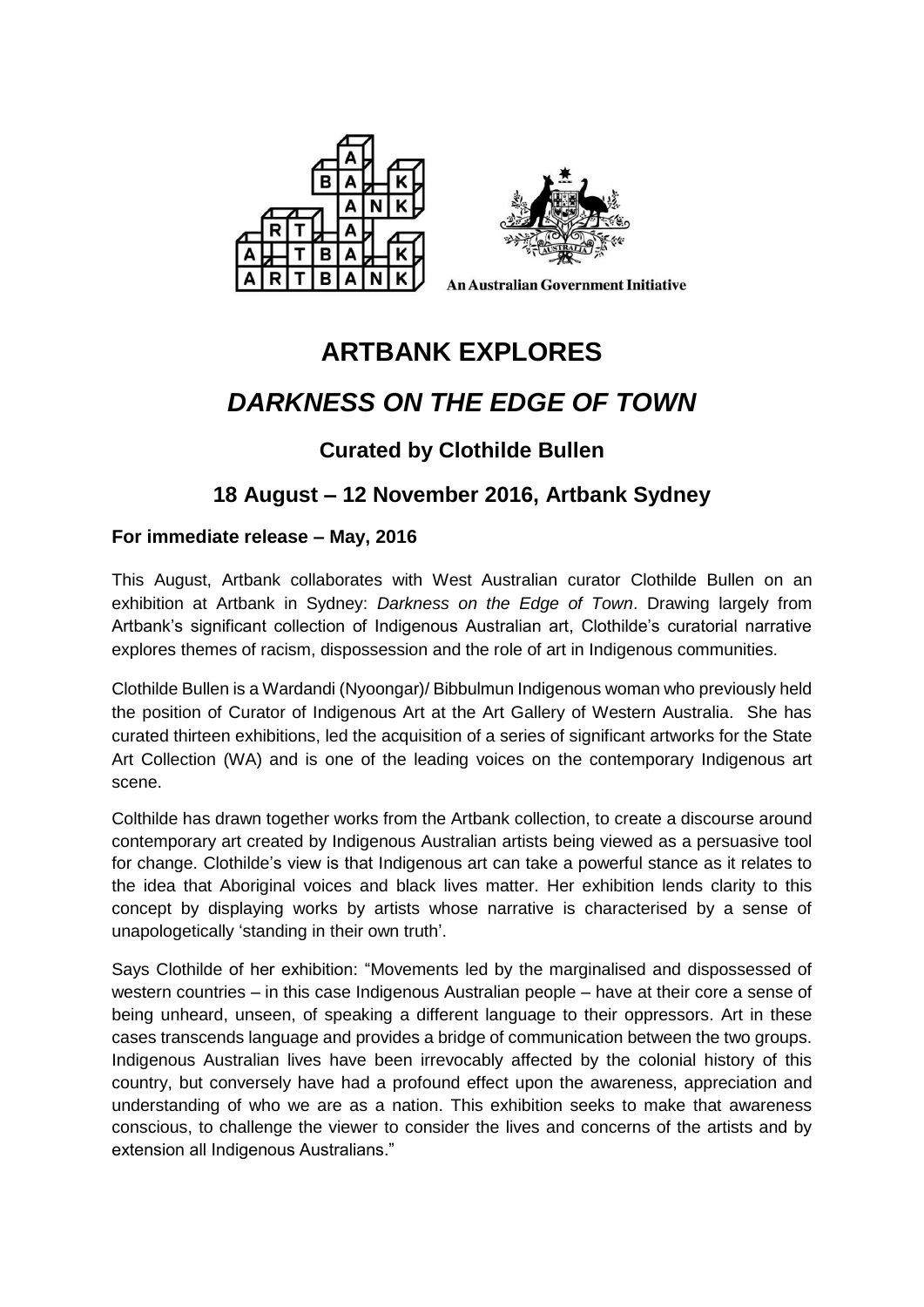An Australian Government Initiative

# ARTBANK EXPLORES

# *DARKNESS ON THE EDGE OF TOWN*

### Curated by Clothilde Bullen

### 18 August – 12 November 2016, Artbank Sydney

**For immediate release – May, 2016**

This August, Artbank collaborates with West Australian curator Clothilde Bullen on an exhibition at Artbank in Sydney: *Darkness on the Edge of Town*. Drawing largely from Artbank's significant collection of Indigenous Australian art, Clothilde's curatorial narrative explores themes of racism, dispossession and the role of art in Indigenous communities.

Clothilde Bullen is a Wardandi (Nyoongar)/ Bibbulmun Indigenous woman who previously held the position of Curator of Indigenous Art at the Art Gallery of Western Australia. She has curated thirteen exhibitions, led the acquisition of a series of significant artworks for the State Art Collection (WA) and is one of the leading voices on the contemporary Indigenous art scene.

Colthilde has drawn together works from the Artbank collection, to create a discourse around contemporary art created by Indigenous Australian artists being viewed as a persuasive tool for change. Clothilde's view is that Indigenous art can take a powerful stance as it relates to the idea that Aboriginal voices and black lives matter. Her exhibition lends clarity to this concept by displaying works by artists whose narrative is characterised by a sense of unapologetically 'standing in their own truth'.

Says Clothilde of her exhibition: "Movements led by the marginalised and dispossessed of western countries – in this case Indigenous Australian people – have at their core a sense of being unheard, unseen, of speaking a different language to their oppressors. Art in these cases transcends language and provides a bridge of communication between the two groups. Indigenous Australian lives have been irrevocably affected by the colonial history of this country, but conversely have had a profound effect upon the awareness, appreciation and understanding of who we are as a nation. This exhibition seeks to make that awareness conscious, to challenge the viewer to consider the lives and concerns of the artists and by extension all Indigenous Australians."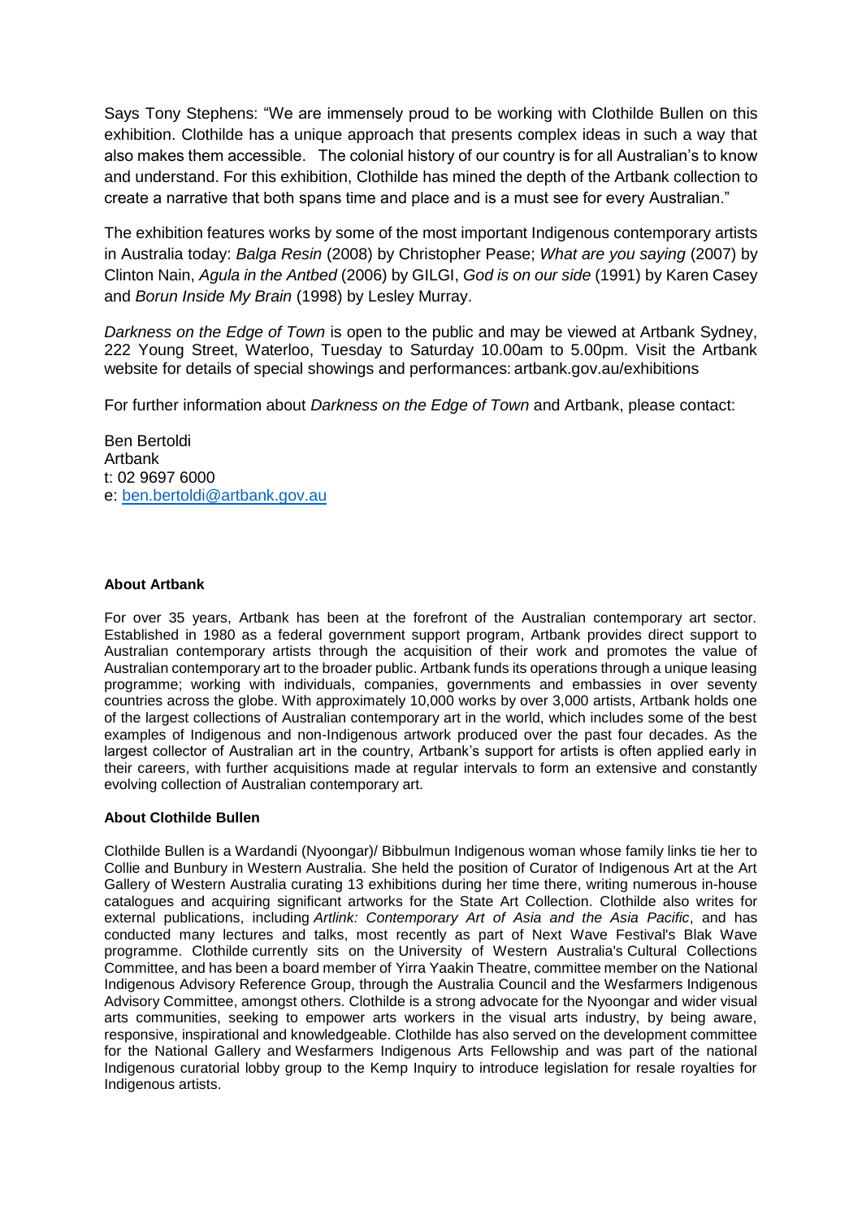Says Tony Stephens: "We are immensely proud to be working with Clothilde Bullen on this exhibition. Clothilde has a unique approach that presents complex ideas in such a way that also makes them accessible. The colonial history of our country is for all Australian's to know and understand. For this exhibition, Clothilde has mined the depth of the Artbank collection to create a narrative that both spans time and place and is a must see for every Australian."

The exhibition features works by some of the most important Indigenous contemporary artists in Australia today: *Balga Resin* (2008) by Christopher Pease; *What are you saying* (2007) by Clinton Nain, *Agula in the Antbed* (2006) by GILGI, *God is on our side* (1991) by Karen Casey and *Borun Inside My Brain* (1998) by Lesley Murray.

*Darkness on the Edge of Town* is open to the public and may be viewed at Artbank Sydney, 222 Young Street, Waterloo, Tuesday to Saturday 10.00am to 5.00pm. Visit the Artbank website for details of special showings and performances: artbank.gov.au/exhibitions

For further information about *Darkness on the Edge of Town* and Artbank, please contact:

Ben Bertoldi
Artbank
t: 02 9697 6000
e: ben.bertoldi@artbank.gov.au

**About Artbank**

For over 35 years, Artbank has been at the forefront of the Australian contemporary art sector. Established in 1980 as a federal government support program, Artbank provides direct support to Australian contemporary artists through the acquisition of their work and promotes the value of Australian contemporary art to the broader public. Artbank funds its operations through a unique leasing programme; working with individuals, companies, governments and embassies in over seventy countries across the globe. With approximately 10,000 works by over 3,000 artists, Artbank holds one of the largest collections of Australian contemporary art in the world, which includes some of the best examples of Indigenous and non-Indigenous artwork produced over the past four decades. As the largest collector of Australian art in the country, Artbank's support for artists is often applied early in their careers, with further acquisitions made at regular intervals to form an extensive and constantly evolving collection of Australian contemporary art.

**About Clothilde Bullen**

Clothilde Bullen is a Wardandi (Nyoongar)/ Bibbulmun Indigenous woman whose family links tie her to Collie and Bunbury in Western Australia. She held the position of Curator of Indigenous Art at the Art Gallery of Western Australia curating 13 exhibitions during her time there, writing numerous in-house catalogues and acquiring significant artworks for the State Art Collection. Clothilde also writes for external publications, including *Artlink: Contemporary Art of Asia and the Asia Pacific*, and has conducted many lectures and talks, most recently as part of Next Wave Festival's Blak Wave programme. Clothilde currently sits on the University of Western Australia's Cultural Collections Committee, and has been a board member of Yirra Yaakin Theatre, committee member on the National Indigenous Advisory Reference Group, through the Australia Council and the Wesfarmers Indigenous Advisory Committee, amongst others. Clothilde is a strong advocate for the Nyoongar and wider visual arts communities, seeking to empower arts workers in the visual arts industry, by being aware, responsive, inspirational and knowledgeable. Clothilde has also served on the development committee for the National Gallery and Wesfarmers Indigenous Arts Fellowship and was part of the national Indigenous curatorial lobby group to the Kemp Inquiry to introduce legislation for resale royalties for Indigenous artists.